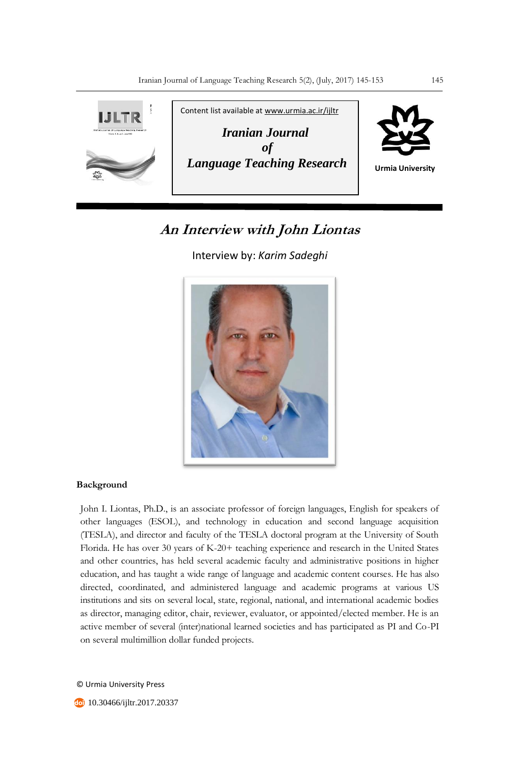Content list available at www.urmia.ac.ir/ijltr

***Iranian Journal of Language Teaching Research***

Urmia University

# *An Interview with John Liontas*

Interview by: *Karim Sadeghi*

## Background

John I. Liontas, Ph.D., is an associate professor of foreign languages, English for speakers of other languages (ESOL), and technology in education and second language acquisition (TESLA), and director and faculty of the TESLA doctoral program at the University of South Florida. He has over 30 years of K-20+ teaching experience and research in the United States and other countries, has held several academic faculty and administrative positions in higher education, and has taught a wide range of language and academic content courses. He has also directed, coordinated, and administered language and academic programs at various US institutions and sits on several local, state, regional, national, and international academic bodies as director, managing editor, chair, reviewer, evaluator, or appointed/elected member. He is an active member of several (inter)national learned societies and has participated as PI and Co-PI on several multimillion dollar funded projects.

© Urmia University Press

10.30466/ijltr.2017.20337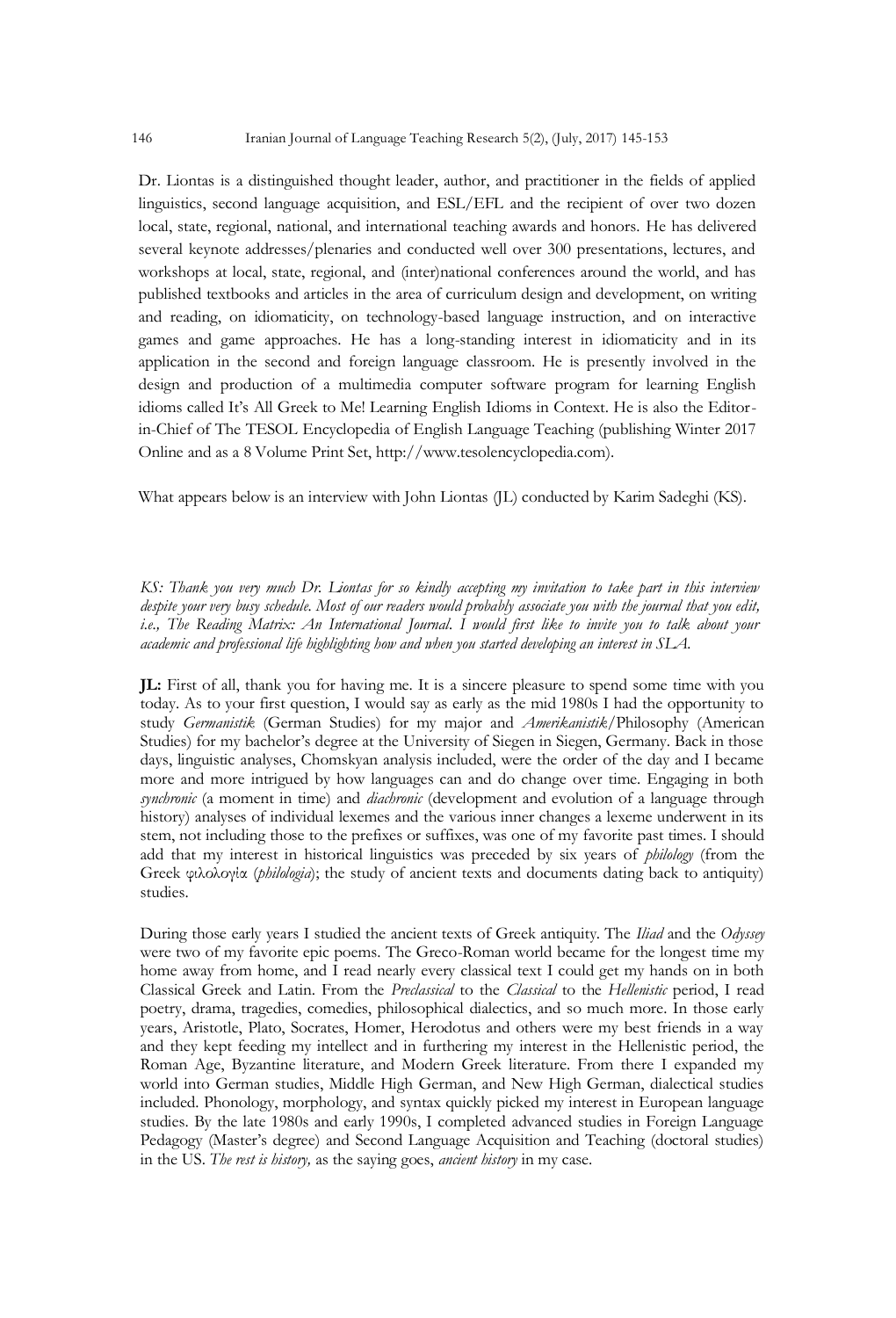Dr. Liontas is a distinguished thought leader, author, and practitioner in the fields of applied linguistics, second language acquisition, and ESL/EFL and the recipient of over two dozen local, state, regional, national, and international teaching awards and honors. He has delivered several keynote addresses/plenaries and conducted well over 300 presentations, lectures, and workshops at local, state, regional, and (inter)national conferences around the world, and has published textbooks and articles in the area of curriculum design and development, on writing and reading, on idiomaticity, on technology-based language instruction, and on interactive games and game approaches. He has a long-standing interest in idiomaticity and in its application in the second and foreign language classroom. He is presently involved in the design and production of a multimedia computer software program for learning English idioms called It's All Greek to Me! Learning English Idioms in Context. He is also the Editor-in-Chief of The TESOL Encyclopedia of English Language Teaching (publishing Winter 2017 Online and as a 8 Volume Print Set, http://www.tesolencyclopedia.com).

What appears below is an interview with John Liontas (JL) conducted by Karim Sadeghi (KS).

*KS: Thank you very much Dr. Liontas for so kindly accepting my invitation to take part in this interview despite your very busy schedule. Most of our readers would probably associate you with the journal that you edit, i.e., The Reading Matrix: An International Journal. I would first like to invite you to talk about your academic and professional life highlighting how and when you started developing an interest in SLA.*

**JL:** First of all, thank you for having me. It is a sincere pleasure to spend some time with you today. As to your first question, I would say as early as the mid 1980s I had the opportunity to study *Germanistik* (German Studies) for my major and *Amerikanistik*/Philosophy (American Studies) for my bachelor's degree at the University of Siegen in Siegen, Germany. Back in those days, linguistic analyses, Chomskyan analysis included, were the order of the day and I became more and more intrigued by how languages can and do change over time. Engaging in both *synchronic* (a moment in time) and *diachronic* (development and evolution of a language through history) analyses of individual lexemes and the various inner changes a lexeme underwent in its stem, not including those to the prefixes or suffixes, was one of my favorite past times. I should add that my interest in historical linguistics was preceded by six years of *philology* (from the Greek φιλολογία (*philologia*); the study of ancient texts and documents dating back to antiquity) studies.

During those early years I studied the ancient texts of Greek antiquity. The *Iliad* and the *Odyssey* were two of my favorite epic poems. The Greco-Roman world became for the longest time my home away from home, and I read nearly every classical text I could get my hands on in both Classical Greek and Latin. From the *Preclassical* to the *Classical* to the *Hellenistic* period, I read poetry, drama, tragedies, comedies, philosophical dialectics, and so much more. In those early years, Aristotle, Plato, Socrates, Homer, Herodotus and others were my best friends in a way and they kept feeding my intellect and in furthering my interest in the Hellenistic period, the Roman Age, Byzantine literature, and Modern Greek literature. From there I expanded my world into German studies, Middle High German, and New High German, dialectical studies included. Phonology, morphology, and syntax quickly picked my interest in European language studies. By the late 1980s and early 1990s, I completed advanced studies in Foreign Language Pedagogy (Master's degree) and Second Language Acquisition and Teaching (doctoral studies) in the US. *The rest is history,* as the saying goes, *ancient history* in my case.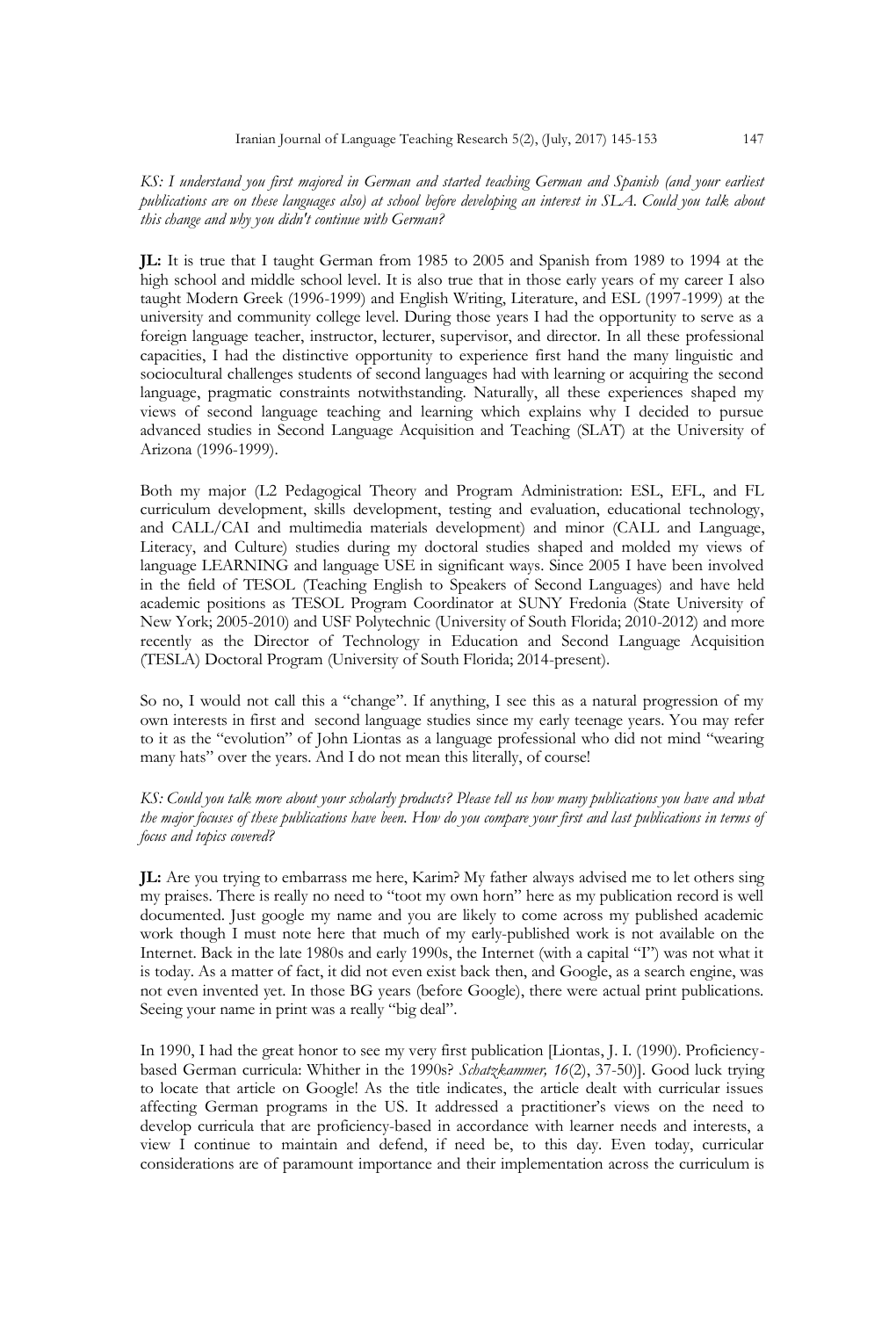*KS: I understand you first majored in German and started teaching German and Spanish (and your earliest publications are on these languages also) at school before developing an interest in SLA. Could you talk about this change and why you didn't continue with German?*

**JL:** It is true that I taught German from 1985 to 2005 and Spanish from 1989 to 1994 at the high school and middle school level. It is also true that in those early years of my career I also taught Modern Greek (1996-1999) and English Writing, Literature, and ESL (1997-1999) at the university and community college level. During those years I had the opportunity to serve as a foreign language teacher, instructor, lecturer, supervisor, and director. In all these professional capacities, I had the distinctive opportunity to experience first hand the many linguistic and sociocultural challenges students of second languages had with learning or acquiring the second language, pragmatic constraints notwithstanding. Naturally, all these experiences shaped my views of second language teaching and learning which explains why I decided to pursue advanced studies in Second Language Acquisition and Teaching (SLAT) at the University of Arizona (1996-1999).

Both my major (L2 Pedagogical Theory and Program Administration: ESL, EFL, and FL curriculum development, skills development, testing and evaluation, educational technology, and CALL/CAI and multimedia materials development) and minor (CALL and Language, Literacy, and Culture) studies during my doctoral studies shaped and molded my views of language LEARNING and language USE in significant ways. Since 2005 I have been involved in the field of TESOL (Teaching English to Speakers of Second Languages) and have held academic positions as TESOL Program Coordinator at SUNY Fredonia (State University of New York; 2005-2010) and USF Polytechnic (University of South Florida; 2010-2012) and more recently as the Director of Technology in Education and Second Language Acquisition (TESLA) Doctoral Program (University of South Florida; 2014-present).

So no, I would not call this a "change". If anything, I see this as a natural progression of my own interests in first and second language studies since my early teenage years. You may refer to it as the "evolution" of John Liontas as a language professional who did not mind "wearing many hats" over the years. And I do not mean this literally, of course!

*KS: Could you talk more about your scholarly products? Please tell us how many publications you have and what the major focuses of these publications have been. How do you compare your first and last publications in terms of focus and topics covered?*

**JL:** Are you trying to embarrass me here, Karim? My father always advised me to let others sing my praises. There is really no need to "toot my own horn" here as my publication record is well documented. Just google my name and you are likely to come across my published academic work though I must note here that much of my early-published work is not available on the Internet. Back in the late 1980s and early 1990s, the Internet (with a capital "I") was not what it is today. As a matter of fact, it did not even exist back then, and Google, as a search engine, was not even invented yet. In those BG years (before Google), there were actual print publications. Seeing your name in print was a really "big deal".

In 1990, I had the great honor to see my very first publication [Liontas, J. I. (1990). Proficiency-based German curricula: Whither in the 1990s? *Schatzkammer, 16*(2), 37-50)]. Good luck trying to locate that article on Google! As the title indicates, the article dealt with curricular issues affecting German programs in the US. It addressed a practitioner's views on the need to develop curricula that are proficiency-based in accordance with learner needs and interests, a view I continue to maintain and defend, if need be, to this day. Even today, curricular considerations are of paramount importance and their implementation across the curriculum is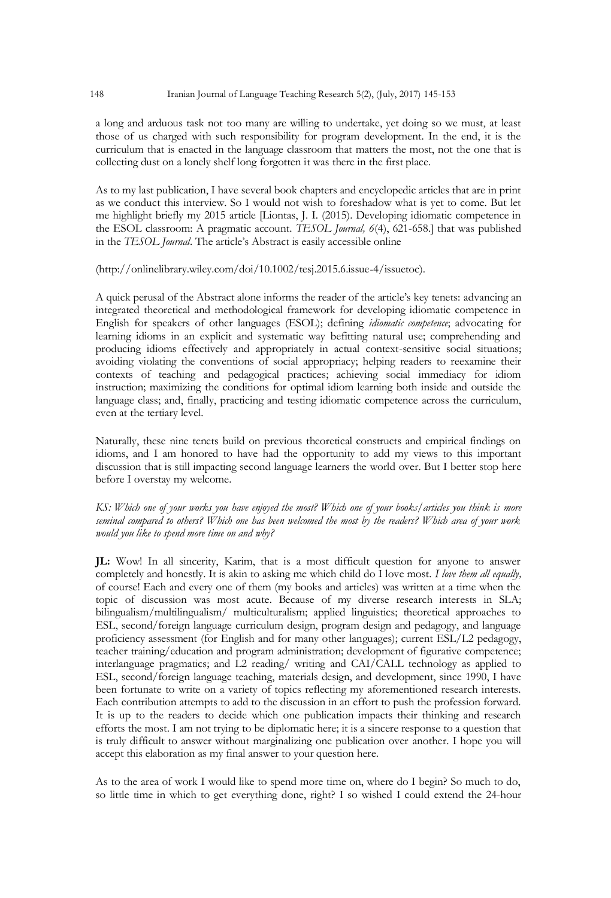a long and arduous task not too many are willing to undertake, yet doing so we must, at least those of us charged with such responsibility for program development. In the end, it is the curriculum that is enacted in the language classroom that matters the most, not the one that is collecting dust on a lonely shelf long forgotten it was there in the first place.

As to my last publication, I have several book chapters and encyclopedic articles that are in print as we conduct this interview. So I would not wish to foreshadow what is yet to come. But let me highlight briefly my 2015 article [Liontas, J. I. (2015). Developing idiomatic competence in the ESOL classroom: A pragmatic account. *TESOL Journal, 6*(4), 621-658.] that was published in the *TESOL Journal*. The article's Abstract is easily accessible online

(http://onlinelibrary.wiley.com/doi/10.1002/tesj.2015.6.issue-4/issuetoc).

A quick perusal of the Abstract alone informs the reader of the article's key tenets: advancing an integrated theoretical and methodological framework for developing idiomatic competence in English for speakers of other languages (ESOL); defining *idiomatic competence*; advocating for learning idioms in an explicit and systematic way befitting natural use; comprehending and producing idioms effectively and appropriately in actual context-sensitive social situations; avoiding violating the conventions of social appropriacy; helping readers to reexamine their contexts of teaching and pedagogical practices; achieving social immediacy for idiom instruction; maximizing the conditions for optimal idiom learning both inside and outside the language class; and, finally, practicing and testing idiomatic competence across the curriculum, even at the tertiary level.

Naturally, these nine tenets build on previous theoretical constructs and empirical findings on idioms, and I am honored to have had the opportunity to add my views to this important discussion that is still impacting second language learners the world over. But I better stop here before I overstay my welcome.

*KS: Which one of your works you have enjoyed the most? Which one of your books/articles you think is more seminal compared to others? Which one has been welcomed the most by the readers? Which area of your work would you like to spend more time on and why?*

**JL:** Wow! In all sincerity, Karim, that is a most difficult question for anyone to answer completely and honestly. It is akin to asking me which child do I love most. *I love them all equally,* of course! Each and every one of them (my books and articles) was written at a time when the topic of discussion was most acute. Because of my diverse research interests in SLA; bilingualism/multilingualism/ multiculturalism; applied linguistics; theoretical approaches to ESL, second/foreign language curriculum design, program design and pedagogy, and language proficiency assessment (for English and for many other languages); current ESL/L2 pedagogy, teacher training/education and program administration; development of figurative competence; interlanguage pragmatics; and L2 reading/ writing and CAI/CALL technology as applied to ESL, second/foreign language teaching, materials design, and development, since 1990, I have been fortunate to write on a variety of topics reflecting my aforementioned research interests. Each contribution attempts to add to the discussion in an effort to push the profession forward. It is up to the readers to decide which one publication impacts their thinking and research efforts the most. I am not trying to be diplomatic here; it is a sincere response to a question that is truly difficult to answer without marginalizing one publication over another. I hope you will accept this elaboration as my final answer to your question here.

As to the area of work I would like to spend more time on, where do I begin? So much to do, so little time in which to get everything done, right? I so wished I could extend the 24-hour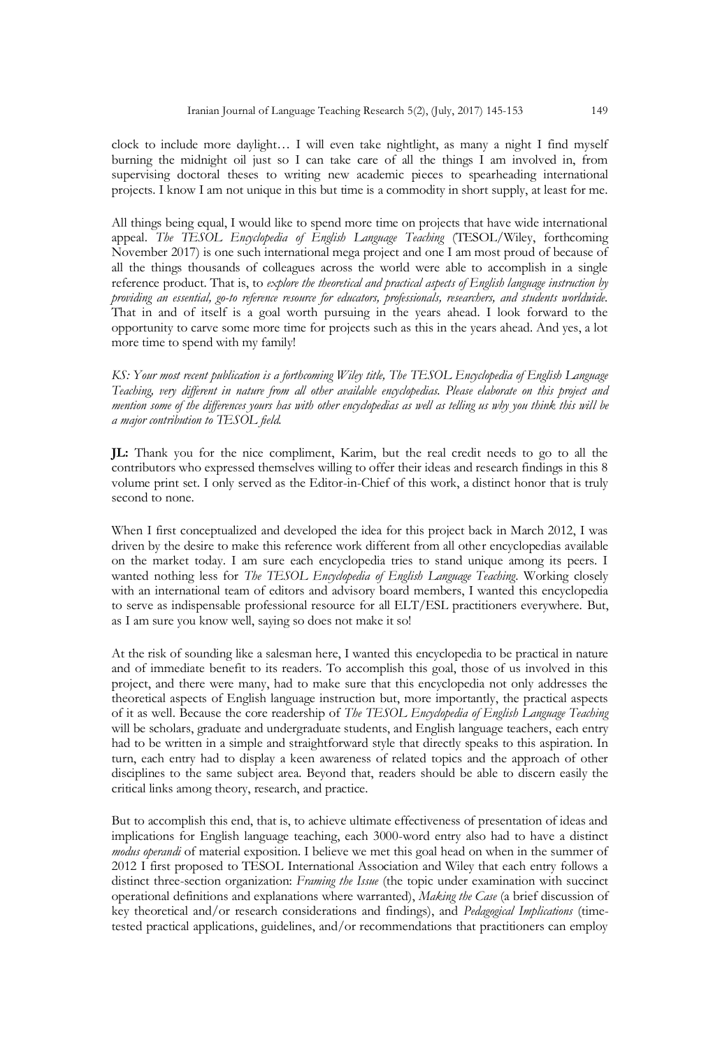clock to include more daylight… I will even take nightlight, as many a night I find myself burning the midnight oil just so I can take care of all the things I am involved in, from supervising doctoral theses to writing new academic pieces to spearheading international projects. I know I am not unique in this but time is a commodity in short supply, at least for me.

All things being equal, I would like to spend more time on projects that have wide international appeal. *The TESOL Encyclopedia of English Language Teaching* (TESOL/Wiley, forthcoming November 2017) is one such international mega project and one I am most proud of because of all the things thousands of colleagues across the world were able to accomplish in a single reference product. That is, to *explore the theoretical and practical aspects of English language instruction by providing an essential, go-to reference resource for educators, professionals, researchers, and students worldwide.* That in and of itself is a goal worth pursuing in the years ahead. I look forward to the opportunity to carve some more time for projects such as this in the years ahead. And yes, a lot more time to spend with my family!

*KS: Your most recent publication is a forthcoming Wiley title, The TESOL Encyclopedia of English Language Teaching, very different in nature from all other available encyclopedias. Please elaborate on this project and mention some of the differences yours has with other encyclopedias as well as telling us why you think this will be a major contribution to TESOL field.*

**JL:** Thank you for the nice compliment, Karim, but the real credit needs to go to all the contributors who expressed themselves willing to offer their ideas and research findings in this 8 volume print set. I only served as the Editor-in-Chief of this work, a distinct honor that is truly second to none.

When I first conceptualized and developed the idea for this project back in March 2012, I was driven by the desire to make this reference work different from all other encyclopedias available on the market today. I am sure each encyclopedia tries to stand unique among its peers. I wanted nothing less for *The TESOL Encyclopedia of English Language Teaching*. Working closely with an international team of editors and advisory board members, I wanted this encyclopedia to serve as indispensable professional resource for all ELT/ESL practitioners everywhere. But, as I am sure you know well, saying so does not make it so!

At the risk of sounding like a salesman here, I wanted this encyclopedia to be practical in nature and of immediate benefit to its readers. To accomplish this goal, those of us involved in this project, and there were many, had to make sure that this encyclopedia not only addresses the theoretical aspects of English language instruction but, more importantly, the practical aspects of it as well. Because the core readership of *The TESOL Encyclopedia of English Language Teaching* will be scholars, graduate and undergraduate students, and English language teachers, each entry had to be written in a simple and straightforward style that directly speaks to this aspiration. In turn, each entry had to display a keen awareness of related topics and the approach of other disciplines to the same subject area. Beyond that, readers should be able to discern easily the critical links among theory, research, and practice.

But to accomplish this end, that is, to achieve ultimate effectiveness of presentation of ideas and implications for English language teaching, each 3000-word entry also had to have a distinct *modus operandi* of material exposition. I believe we met this goal head on when in the summer of 2012 I first proposed to TESOL International Association and Wiley that each entry follows a distinct three-section organization: *Framing the Issue* (the topic under examination with succinct operational definitions and explanations where warranted), *Making the Case* (a brief discussion of key theoretical and/or research considerations and findings), and *Pedagogical Implications* (time-tested practical applications, guidelines, and/or recommendations that practitioners can employ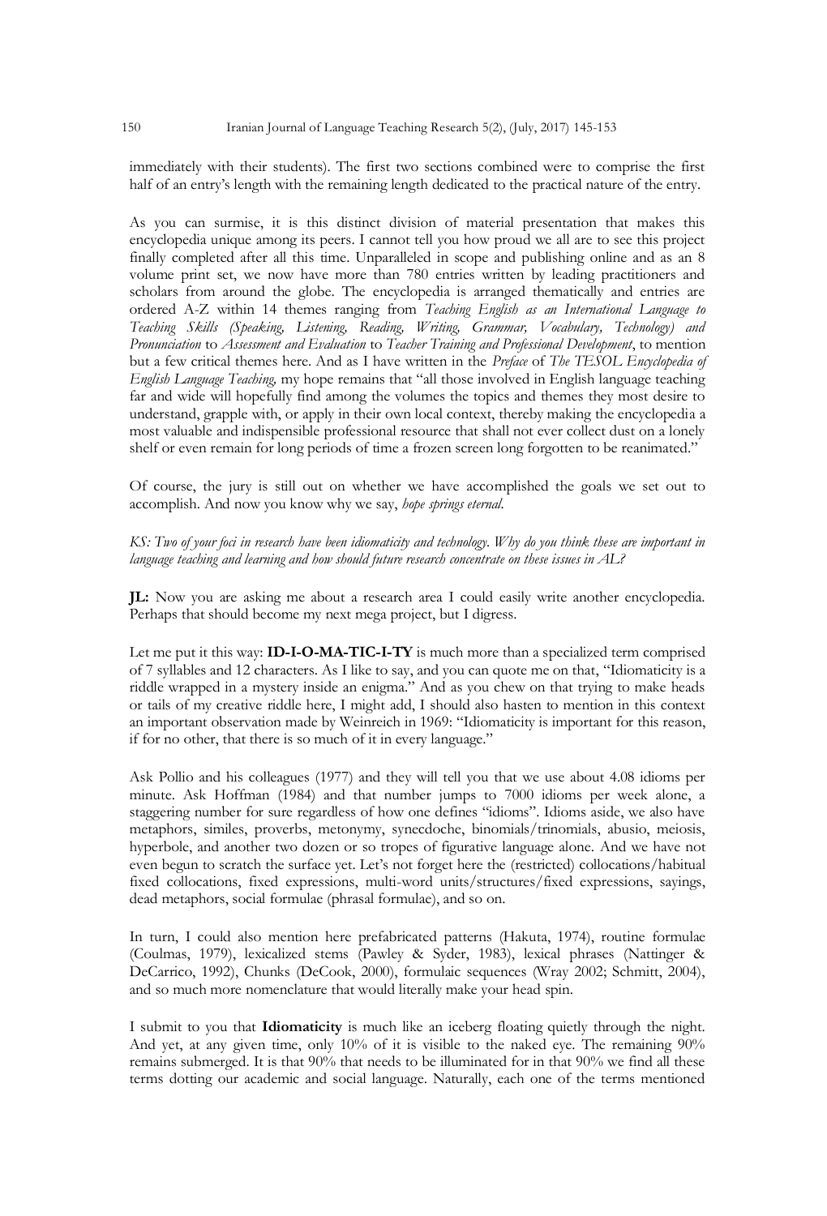immediately with their students). The first two sections combined were to comprise the first half of an entry's length with the remaining length dedicated to the practical nature of the entry.

As you can surmise, it is this distinct division of material presentation that makes this encyclopedia unique among its peers. I cannot tell you how proud we all are to see this project finally completed after all this time. Unparalleled in scope and publishing online and as an 8 volume print set, we now have more than 780 entries written by leading practitioners and scholars from around the globe. The encyclopedia is arranged thematically and entries are ordered A-Z within 14 themes ranging from *Teaching English as an International Language to Teaching Skills (Speaking, Listening, Reading, Writing, Grammar, Vocabulary, Technology) and Pronunciation* to *Assessment and Evaluation* to *Teacher Training and Professional Development*, to mention but a few critical themes here. And as I have written in the *Preface* of *The TESOL Encyclopedia of English Language Teaching,* my hope remains that "all those involved in English language teaching far and wide will hopefully find among the volumes the topics and themes they most desire to understand, grapple with, or apply in their own local context, thereby making the encyclopedia a most valuable and indispensible professional resource that shall not ever collect dust on a lonely shelf or even remain for long periods of time a frozen screen long forgotten to be reanimated."

Of course, the jury is still out on whether we have accomplished the goals we set out to accomplish. And now you know why we say, *hope springs eternal.*

*KS: Two of your foci in research have been idiomaticity and technology. Why do you think these are important in language teaching and learning and how should future research concentrate on these issues in AL?*

**JL:** Now you are asking me about a research area I could easily write another encyclopedia. Perhaps that should become my next mega project, but I digress.

Let me put it this way: **ID-I-O-MA-TIC-I-TY** is much more than a specialized term comprised of 7 syllables and 12 characters. As I like to say, and you can quote me on that, "Idiomaticity is a riddle wrapped in a mystery inside an enigma." And as you chew on that trying to make heads or tails of my creative riddle here, I might add, I should also hasten to mention in this context an important observation made by Weinreich in 1969: "Idiomaticity is important for this reason, if for no other, that there is so much of it in every language."

Ask Pollio and his colleagues (1977) and they will tell you that we use about 4.08 idioms per minute. Ask Hoffman (1984) and that number jumps to 7000 idioms per week alone, a staggering number for sure regardless of how one defines "idioms". Idioms aside, we also have metaphors, similes, proverbs, metonymy, synecdoche, binomials/trinomials, abusio, meiosis, hyperbole, and another two dozen or so tropes of figurative language alone. And we have not even begun to scratch the surface yet. Let's not forget here the (restricted) collocations/habitual fixed collocations, fixed expressions, multi-word units/structures/fixed expressions, sayings, dead metaphors, social formulae (phrasal formulae), and so on.

In turn, I could also mention here prefabricated patterns (Hakuta, 1974), routine formulae (Coulmas, 1979), lexicalized stems (Pawley & Syder, 1983), lexical phrases (Nattinger & DeCarrico, 1992), Chunks (DeCook, 2000), formulaic sequences (Wray 2002; Schmitt, 2004), and so much more nomenclature that would literally make your head spin.

I submit to you that **Idiomaticity** is much like an iceberg floating quietly through the night. And yet, at any given time, only 10% of it is visible to the naked eye. The remaining 90% remains submerged. It is that 90% that needs to be illuminated for in that 90% we find all these terms dotting our academic and social language. Naturally, each one of the terms mentioned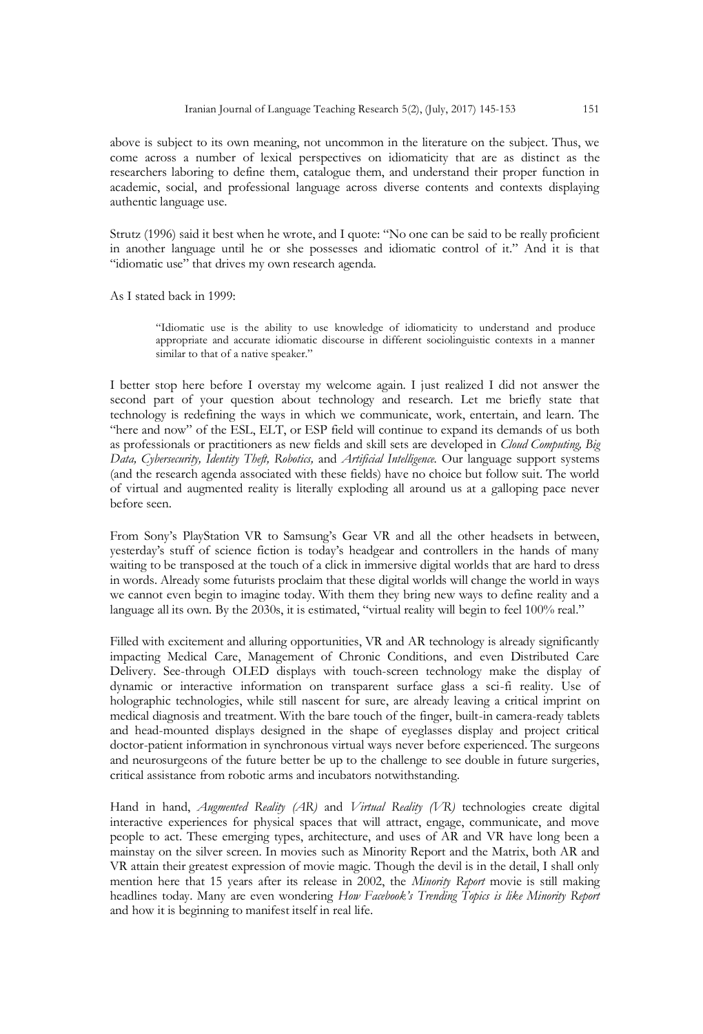above is subject to its own meaning, not uncommon in the literature on the subject. Thus, we come across a number of lexical perspectives on idiomaticity that are as distinct as the researchers laboring to define them, catalogue them, and understand their proper function in academic, social, and professional language across diverse contents and contexts displaying authentic language use.

Strutz (1996) said it best when he wrote, and I quote: "No one can be said to be really proficient in another language until he or she possesses and idiomatic control of it." And it is that "idiomatic use" that drives my own research agenda.

As I stated back in 1999:

> "Idiomatic use is the ability to use knowledge of idiomaticity to understand and produce appropriate and accurate idiomatic discourse in different sociolinguistic contexts in a manner similar to that of a native speaker."

I better stop here before I overstay my welcome again. I just realized I did not answer the second part of your question about technology and research. Let me briefly state that technology is redefining the ways in which we communicate, work, entertain, and learn. The "here and now" of the ESL, ELT, or ESP field will continue to expand its demands of us both as professionals or practitioners as new fields and skill sets are developed in *Cloud Computing, Big Data, Cybersecurity, Identity Theft, Robotics,* and *Artificial Intelligence.* Our language support systems (and the research agenda associated with these fields) have no choice but follow suit. The world of virtual and augmented reality is literally exploding all around us at a galloping pace never before seen.

From Sony's PlayStation VR to Samsung's Gear VR and all the other headsets in between, yesterday's stuff of science fiction is today's headgear and controllers in the hands of many waiting to be transposed at the touch of a click in immersive digital worlds that are hard to dress in words. Already some futurists proclaim that these digital worlds will change the world in ways we cannot even begin to imagine today. With them they bring new ways to define reality and a language all its own. By the 2030s, it is estimated, "virtual reality will begin to feel 100% real."

Filled with excitement and alluring opportunities, VR and AR technology is already significantly impacting Medical Care, Management of Chronic Conditions, and even Distributed Care Delivery. See-through OLED displays with touch-screen technology make the display of dynamic or interactive information on transparent surface glass a sci-fi reality. Use of holographic technologies, while still nascent for sure, are already leaving a critical imprint on medical diagnosis and treatment. With the bare touch of the finger, built-in camera-ready tablets and head-mounted displays designed in the shape of eyeglasses display and project critical doctor-patient information in synchronous virtual ways never before experienced. The surgeons and neurosurgeons of the future better be up to the challenge to see double in future surgeries, critical assistance from robotic arms and incubators notwithstanding.

Hand in hand, *Augmented Reality (AR)* and *Virtual Reality (VR)* technologies create digital interactive experiences for physical spaces that will attract, engage, communicate, and move people to act. These emerging types, architecture, and uses of AR and VR have long been a mainstay on the silver screen. In movies such as Minority Report and the Matrix, both AR and VR attain their greatest expression of movie magic. Though the devil is in the detail, I shall only mention here that 15 years after its release in 2002, the *Minority Report* movie is still making headlines today. Many are even wondering *How Facebook's Trending Topics is like Minority Report* and how it is beginning to manifest itself in real life.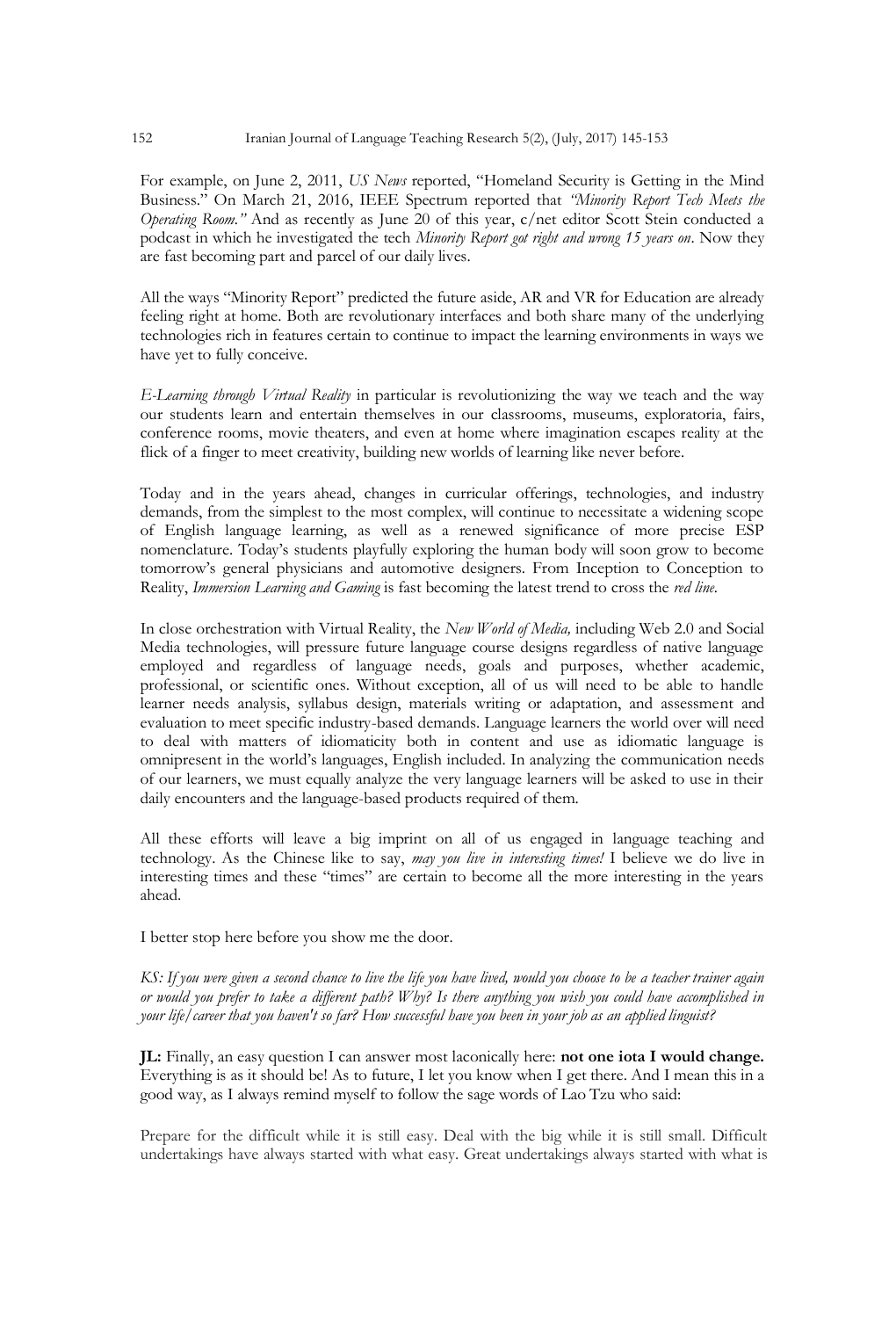For example, on June 2, 2011, *US News* reported, "Homeland Security is Getting in the Mind Business." On March 21, 2016, IEEE Spectrum reported that *"Minority Report Tech Meets the Operating Room."* And as recently as June 20 of this year, c/net editor Scott Stein conducted a podcast in which he investigated the tech *Minority Report got right and wrong 15 years on*. Now they are fast becoming part and parcel of our daily lives.

All the ways "Minority Report" predicted the future aside, AR and VR for Education are already feeling right at home. Both are revolutionary interfaces and both share many of the underlying technologies rich in features certain to continue to impact the learning environments in ways we have yet to fully conceive.

*E-Learning through Virtual Reality* in particular is revolutionizing the way we teach and the way our students learn and entertain themselves in our classrooms, museums, exploratoria, fairs, conference rooms, movie theaters, and even at home where imagination escapes reality at the flick of a finger to meet creativity, building new worlds of learning like never before.

Today and in the years ahead, changes in curricular offerings, technologies, and industry demands, from the simplest to the most complex, will continue to necessitate a widening scope of English language learning, as well as a renewed significance of more precise ESP nomenclature. Today's students playfully exploring the human body will soon grow to become tomorrow's general physicians and automotive designers. From Inception to Conception to Reality, *Immersion Learning and Gaming* is fast becoming the latest trend to cross the *red line*.

In close orchestration with Virtual Reality, the *New World of Media,* including Web 2.0 and Social Media technologies, will pressure future language course designs regardless of native language employed and regardless of language needs, goals and purposes, whether academic, professional, or scientific ones. Without exception, all of us will need to be able to handle learner needs analysis, syllabus design, materials writing or adaptation, and assessment and evaluation to meet specific industry-based demands. Language learners the world over will need to deal with matters of idiomaticity both in content and use as idiomatic language is omnipresent in the world's languages, English included. In analyzing the communication needs of our learners, we must equally analyze the very language learners will be asked to use in their daily encounters and the language-based products required of them.

All these efforts will leave a big imprint on all of us engaged in language teaching and technology. As the Chinese like to say, *may you live in interesting times!* I believe we do live in interesting times and these "times" are certain to become all the more interesting in the years ahead.

I better stop here before you show me the door.

*KS: If you were given a second chance to live the life you have lived, would you choose to be a teacher trainer again or would you prefer to take a different path? Why? Is there anything you wish you could have accomplished in your life/career that you haven't so far? How successful have you been in your job as an applied linguist?*

**JL:** Finally, an easy question I can answer most laconically here: **not one iota I would change.** Everything is as it should be! As to future, I let you know when I get there. And I mean this in a good way, as I always remind myself to follow the sage words of Lao Tzu who said:

Prepare for the difficult while it is still easy. Deal with the big while it is still small. Difficult undertakings have always started with what easy. Great undertakings always started with what is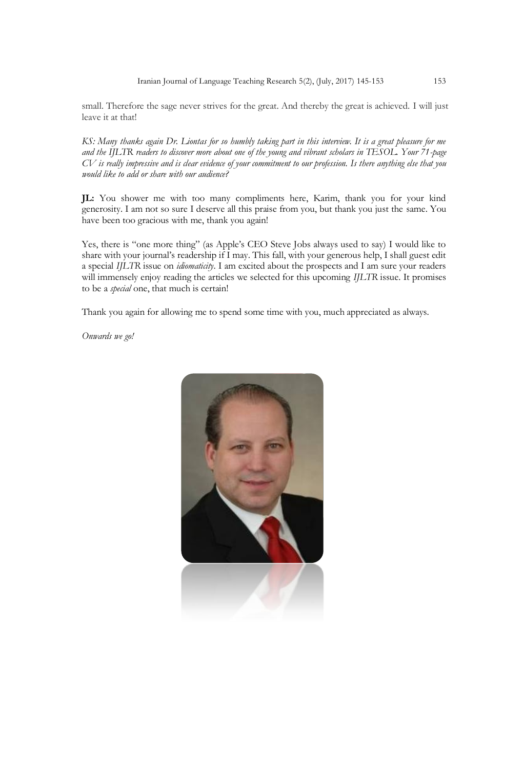small. Therefore the sage never strives for the great. And thereby the great is achieved. I will just leave it at that!

*KS: Many thanks again Dr. Liontas for so humbly taking part in this interview. It is a great pleasure for me and the IJLTR readers to discover more about one of the young and vibrant scholars in TESOL. Your 71-page CV is really impressive and is clear evidence of your commitment to our profession. Is there anything else that you would like to add or share with our audience?*

**JL:** You shower me with too many compliments here, Karim, thank you for your kind generosity. I am not so sure I deserve all this praise from you, but thank you just the same. You have been too gracious with me, thank you again!

Yes, there is "one more thing" (as Apple's CEO Steve Jobs always used to say) I would like to share with your journal's readership if I may. This fall, with your generous help, I shall guest edit a special *IJLTR* issue on *idiomaticity*. I am excited about the prospects and I am sure your readers will immensely enjoy reading the articles we selected for this upcoming *IJLTR* issue. It promises to be a *special* one, that much is certain!

Thank you again for allowing me to spend some time with you, much appreciated as always.

*Onwards we go!*